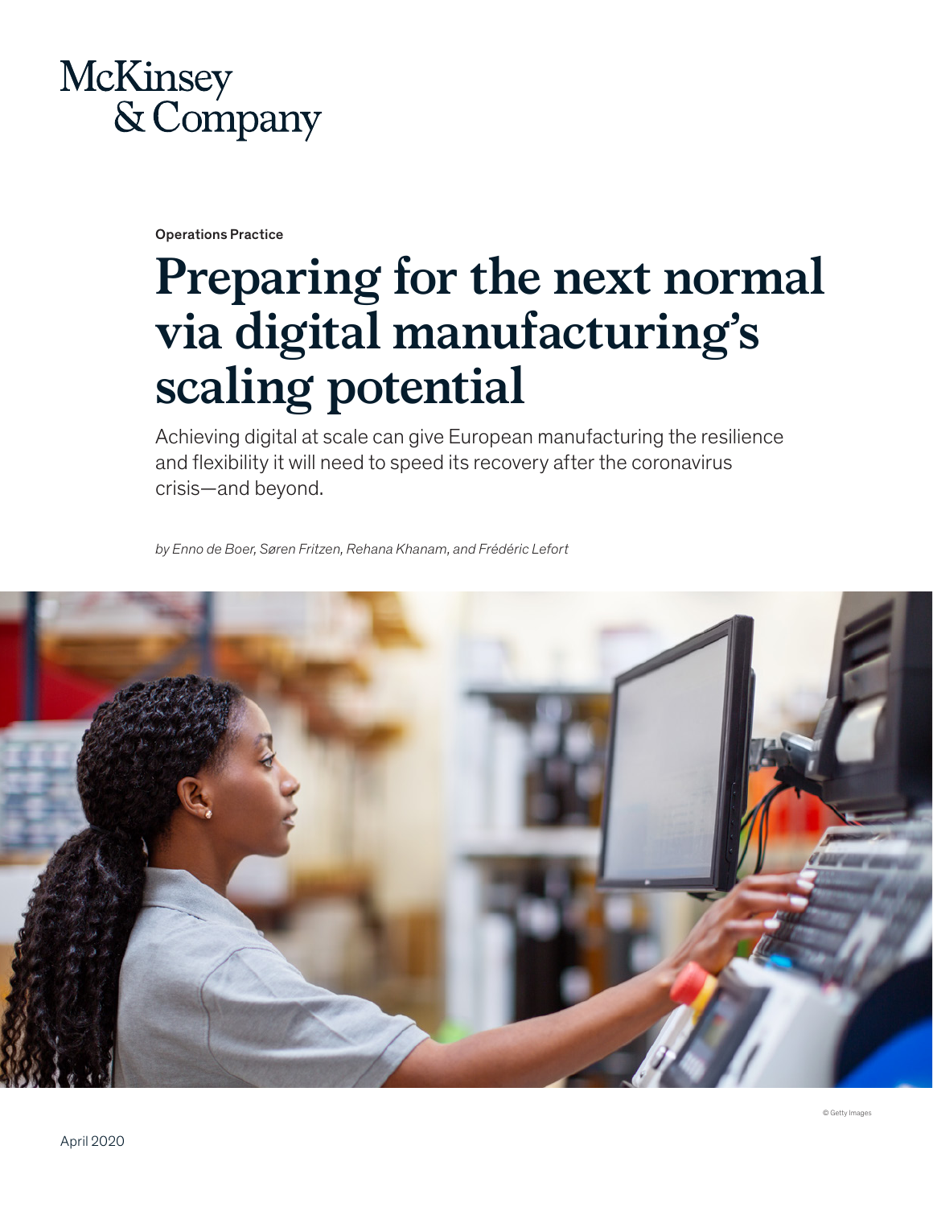McKinsey & Company

Operations Practice

# Preparing for the next normal via digital manufacturing's scaling potential

Achieving digital at scale can give European manufacturing the resilience and flexibility it will need to speed its recovery after the coronavirus crisis—and beyond.

*by Enno de Boer, Søren Fritzen, Rehana Khanam, and Frédéric Lefort*

© Getty Images

April 2020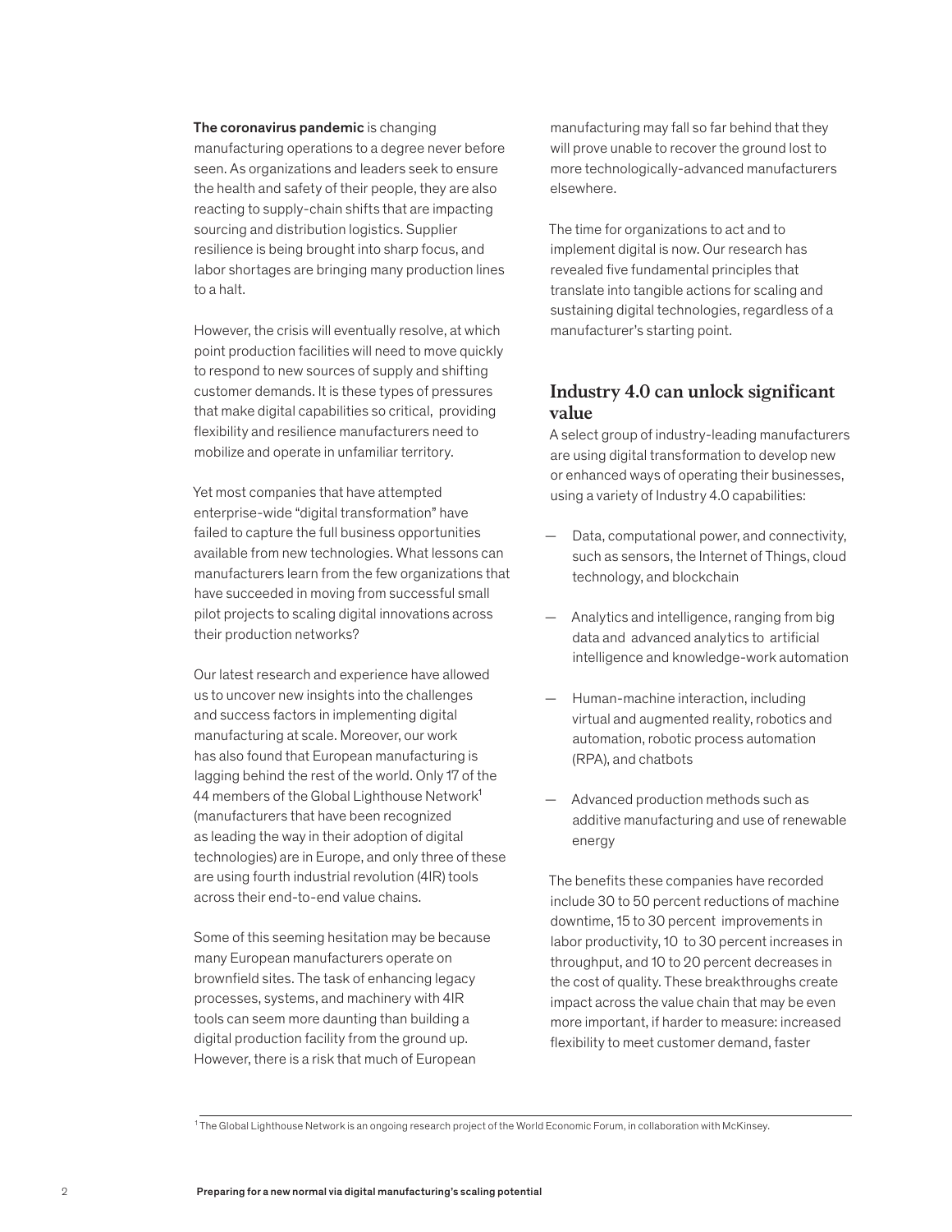**The coronavirus pandemic** is changing manufacturing operations to a degree never before seen. As organizations and leaders seek to ensure the health and safety of their people, they are also reacting to supply-chain shifts that are impacting sourcing and distribution logistics. Supplier resilience is being brought into sharp focus, and labor shortages are bringing many production lines to a halt.

However, the crisis will eventually resolve, at which point production facilities will need to move quickly to respond to new sources of supply and shifting customer demands. It is these types of pressures that make digital capabilities so critical, providing flexibility and resilience manufacturers need to mobilize and operate in unfamiliar territory.

Yet most companies that have attempted enterprise-wide "digital transformation" have failed to capture the full business opportunities available from new technologies. What lessons can manufacturers learn from the few organizations that have succeeded in moving from successful small pilot projects to scaling digital innovations across their production networks?

Our latest research and experience have allowed us to uncover new insights into the challenges and success factors in implementing digital manufacturing at scale. Moreover, our work has also found that European manufacturing is lagging behind the rest of the world. Only 17 of the 44 members of the Global Lighthouse Network[1] (manufacturers that have been recognized as leading the way in their adoption of digital technologies) are in Europe, and only three of these are using fourth industrial revolution (4IR) tools across their end-to-end value chains.

Some of this seeming hesitation may be because many European manufacturers operate on brownfield sites. The task of enhancing legacy processes, systems, and machinery with 4IR tools can seem more daunting than building a digital production facility from the ground up. However, there is a risk that much of European manufacturing may fall so far behind that they will prove unable to recover the ground lost to more technologically-advanced manufacturers elsewhere.

The time for organizations to act and to implement digital is now. Our research has revealed five fundamental principles that translate into tangible actions for scaling and sustaining digital technologies, regardless of a manufacturer's starting point.

## Industry 4.0 can unlock significant value

A select group of industry-leading manufacturers are using digital transformation to develop new or enhanced ways of operating their businesses, using a variety of Industry 4.0 capabilities:

- Data, computational power, and connectivity, such as sensors, the Internet of Things, cloud technology, and blockchain
- Analytics and intelligence, ranging from big data and advanced analytics to artificial intelligence and knowledge-work automation
- Human-machine interaction, including virtual and augmented reality, robotics and automation, robotic process automation (RPA), and chatbots
- Advanced production methods such as additive manufacturing and use of renewable energy

The benefits these companies have recorded include 30 to 50 percent reductions of machine downtime, 15 to 30 percent improvements in labor productivity, 10 to 30 percent increases in throughput, and 10 to 20 percent decreases in the cost of quality. These breakthroughs create impact across the value chain that may be even more important, if harder to measure: increased flexibility to meet customer demand, faster

[1] The Global Lighthouse Network is an ongoing research project of the World Economic Forum, in collaboration with McKinsey.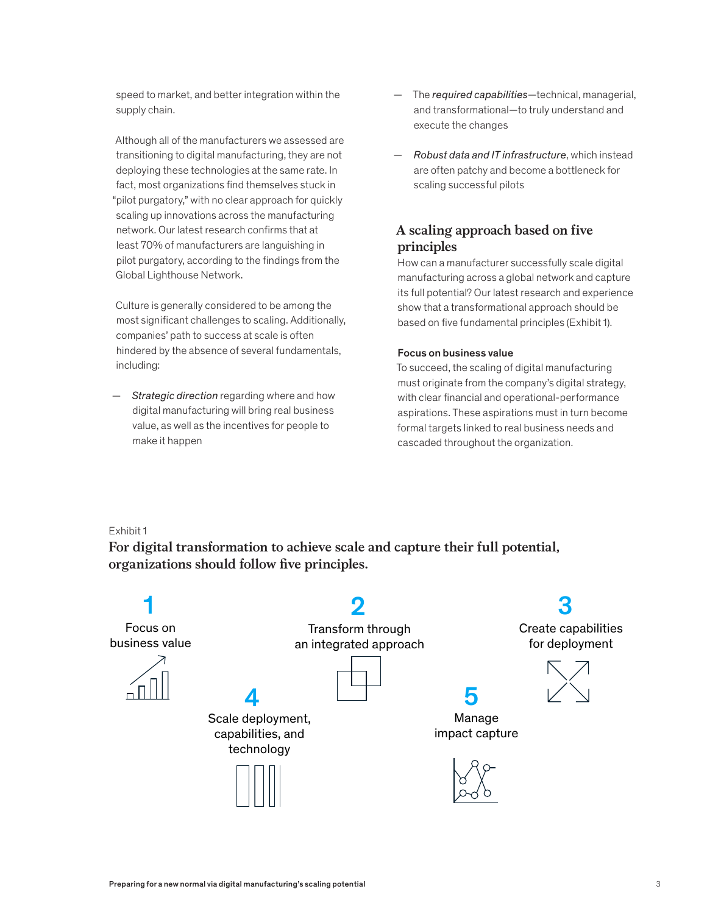speed to market, and better integration within the supply chain.

Although all of the manufacturers we assessed are transitioning to digital manufacturing, they are not deploying these technologies at the same rate. In fact, most organizations find themselves stuck in "pilot purgatory," with no clear approach for quickly scaling up innovations across the manufacturing network. Our latest research confirms that at least 70% of manufacturers are languishing in pilot purgatory, according to the findings from the Global Lighthouse Network.

Culture is generally considered to be among the most significant challenges to scaling. Additionally, companies' path to success at scale is often hindered by the absence of several fundamentals, including:

— *Strategic direction* regarding where and how digital manufacturing will bring real business value, as well as the incentives for people to make it happen

— The *required capabilities*—technical, managerial, and transformational—to truly understand and execute the changes

— *Robust data and IT infrastructure*, which instead are often patchy and become a bottleneck for scaling successful pilots

## A scaling approach based on five principles

How can a manufacturer successfully scale digital manufacturing across a global network and capture its full potential? Our latest research and experience show that a transformational approach should be based on five fundamental principles (Exhibit 1).

### Focus on business value

To succeed, the scaling of digital manufacturing must originate from the company's digital strategy, with clear financial and operational-performance aspirations. These aspirations must in turn become formal targets linked to real business needs and cascaded throughout the organization.

Exhibit 1

**For digital transformation to achieve scale and capture their full potential, organizations should follow five principles.**

1 Focus on business value

2 Transform through an integrated approach

3 Create capabilities for deployment

4 Scale deployment, capabilities, and technology

5 Manage impact capture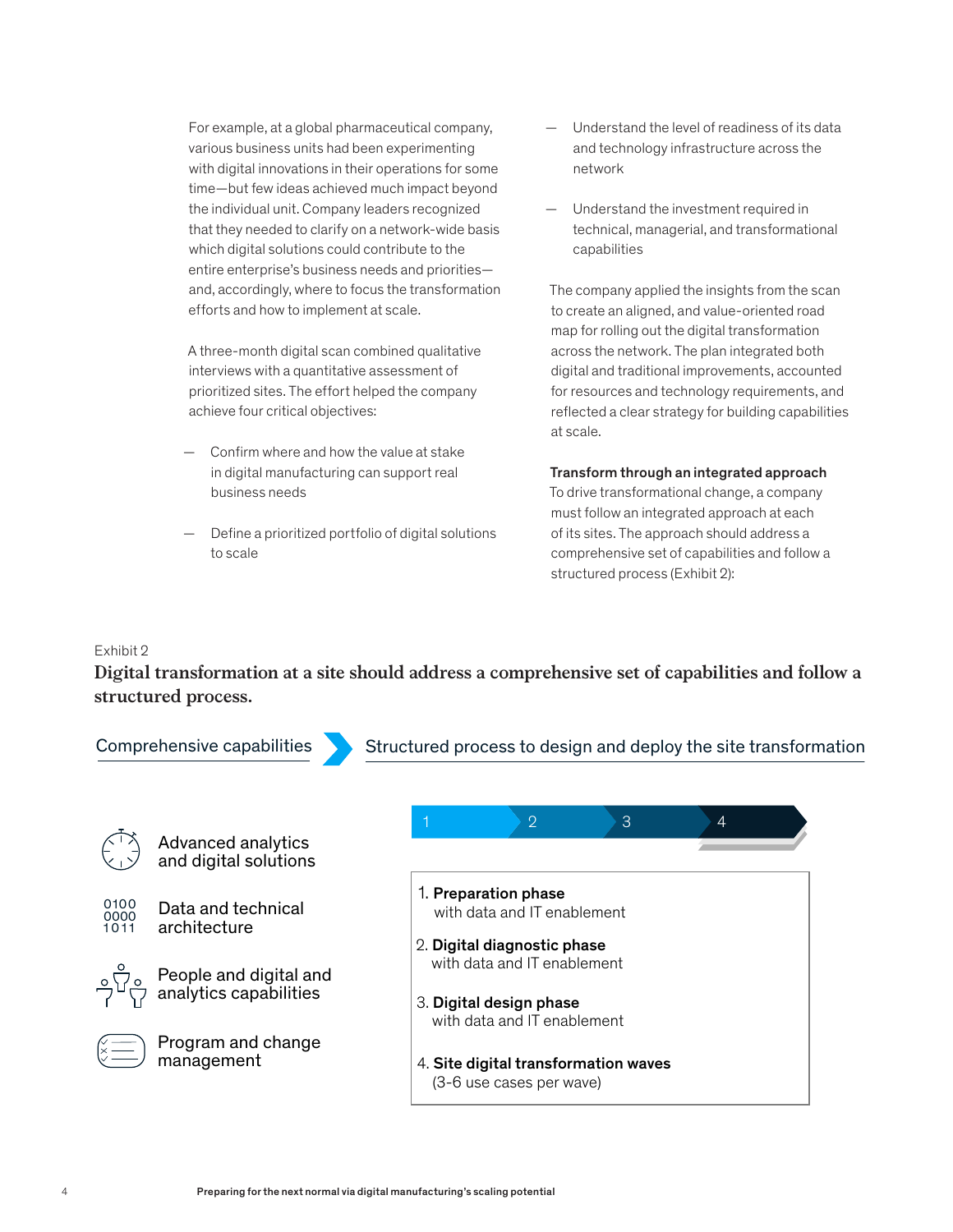For example, at a global pharmaceutical company, various business units had been experimenting with digital innovations in their operations for some time—but few ideas achieved much impact beyond the individual unit. Company leaders recognized that they needed to clarify on a network-wide basis which digital solutions could contribute to the entire enterprise's business needs and priorities—and, accordingly, where to focus the transformation efforts and how to implement at scale.

A three-month digital scan combined qualitative interviews with a quantitative assessment of prioritized sites. The effort helped the company achieve four critical objectives:

- Confirm where and how the value at stake in digital manufacturing can support real business needs
- Define a prioritized portfolio of digital solutions to scale
- Understand the level of readiness of its data and technology infrastructure across the network
- Understand the investment required in technical, managerial, and transformational capabilities

The company applied the insights from the scan to create an aligned, and value-oriented road map for rolling out the digital transformation across the network. The plan integrated both digital and traditional improvements, accounted for resources and technology requirements, and reflected a clear strategy for building capabilities at scale.

**Transform through an integrated approach**
To drive transformational change, a company must follow an integrated approach at each of its sites. The approach should address a comprehensive set of capabilities and follow a structured process (Exhibit 2):

Exhibit 2

**Digital transformation at a site should address a comprehensive set of capabilities and follow a structured process.**

Comprehensive capabilities

- Advanced analytics and digital solutions
- Data and technical architecture
- People and digital and analytics capabilities
- Program and change management

Structured process to design and deploy the site transformation

1 → 2 → 3 → 4

1. **Preparation phase** with data and IT enablement
2. **Digital diagnostic phase** with data and IT enablement
3. **Digital design phase** with data and IT enablement
4. **Site digital transformation waves** (3-6 use cases per wave)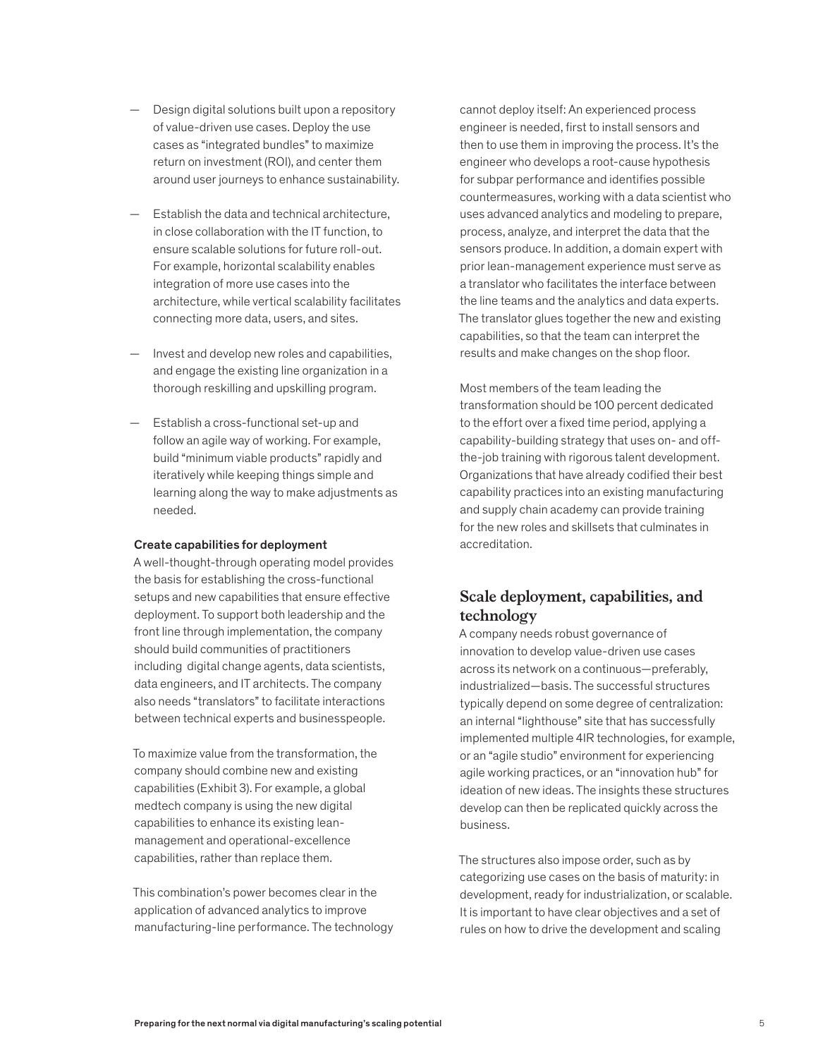- Design digital solutions built upon a repository of value-driven use cases. Deploy the use cases as "integrated bundles" to maximize return on investment (ROI), and center them around user journeys to enhance sustainability.

- Establish the data and technical architecture, in close collaboration with the IT function, to ensure scalable solutions for future roll-out. For example, horizontal scalability enables integration of more use cases into the architecture, while vertical scalability facilitates connecting more data, users, and sites.

- Invest and develop new roles and capabilities, and engage the existing line organization in a thorough reskilling and upskilling program.

- Establish a cross-functional set-up and follow an agile way of working. For example, build "minimum viable products" rapidly and iteratively while keeping things simple and learning along the way to make adjustments as needed.

**Create capabilities for deployment**

A well-thought-through operating model provides the basis for establishing the cross-functional setups and new capabilities that ensure effective deployment. To support both leadership and the front line through implementation, the company should build communities of practitioners including digital change agents, data scientists, data engineers, and IT architects. The company also needs "translators" to facilitate interactions between technical experts and businesspeople.

To maximize value from the transformation, the company should combine new and existing capabilities (Exhibit 3). For example, a global medtech company is using the new digital capabilities to enhance its existing lean-management and operational-excellence capabilities, rather than replace them.

This combination's power becomes clear in the application of advanced analytics to improve manufacturing-line performance. The technology cannot deploy itself: An experienced process engineer is needed, first to install sensors and then to use them in improving the process. It's the engineer who develops a root-cause hypothesis for subpar performance and identifies possible countermeasures, working with a data scientist who uses advanced analytics and modeling to prepare, process, analyze, and interpret the data that the sensors produce. In addition, a domain expert with prior lean-management experience must serve as a translator who facilitates the interface between the line teams and the analytics and data experts. The translator glues together the new and existing capabilities, so that the team can interpret the results and make changes on the shop floor.

Most members of the team leading the transformation should be 100 percent dedicated to the effort over a fixed time period, applying a capability-building strategy that uses on- and off-the-job training with rigorous talent development. Organizations that have already codified their best capability practices into an existing manufacturing and supply chain academy can provide training for the new roles and skillsets that culminates in accreditation.

## Scale deployment, capabilities, and technology

A company needs robust governance of innovation to develop value-driven use cases across its network on a continuous—preferably, industrialized—basis. The successful structures typically depend on some degree of centralization: an internal "lighthouse" site that has successfully implemented multiple 4IR technologies, for example, or an "agile studio" environment for experiencing agile working practices, or an "innovation hub" for ideation of new ideas. The insights these structures develop can then be replicated quickly across the business.

The structures also impose order, such as by categorizing use cases on the basis of maturity: in development, ready for industrialization, or scalable. It is important to have clear objectives and a set of rules on how to drive the development and scaling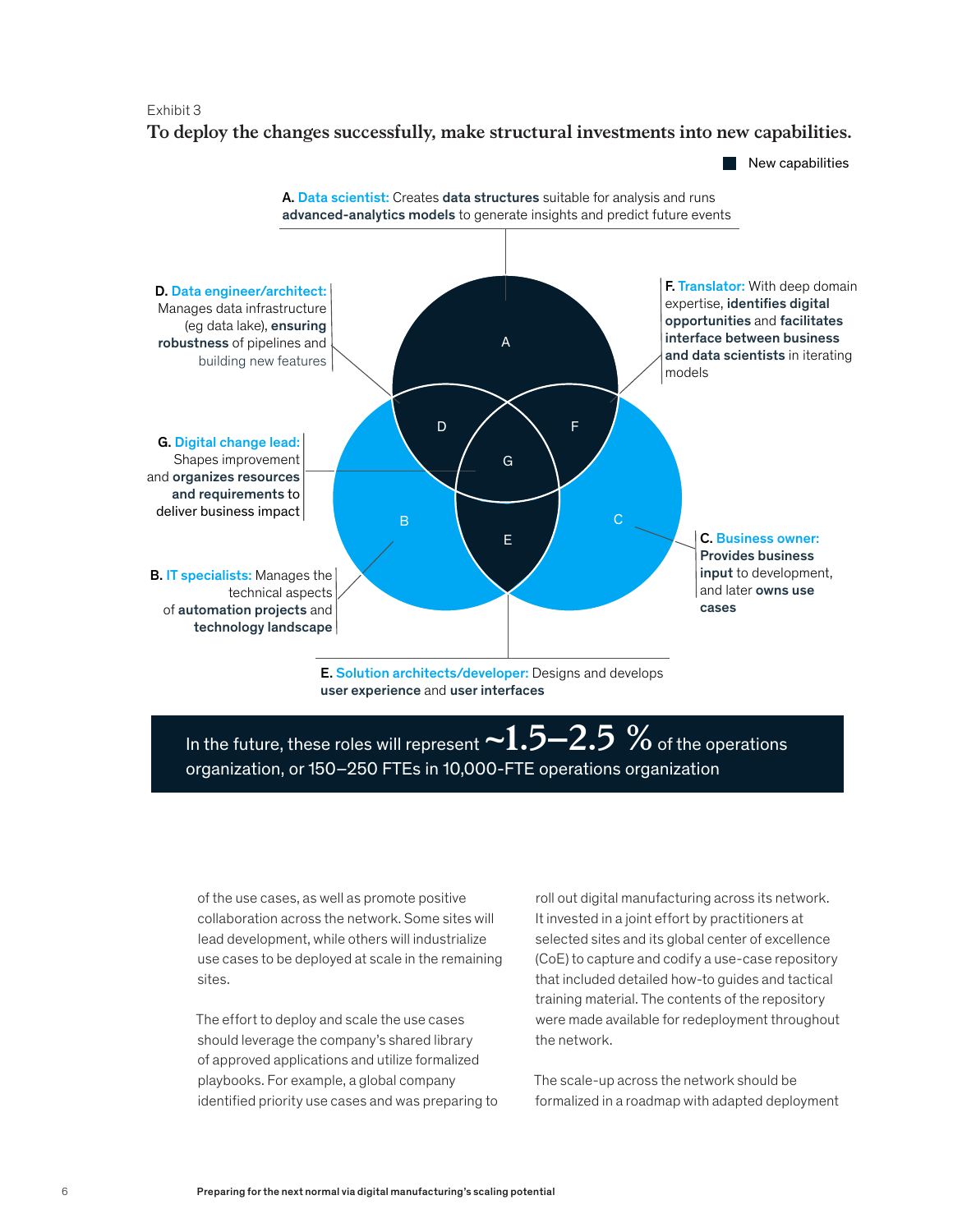Exhibit 3

**To deploy the changes successfully, make structural investments into new capabilities.**

New capabilities

**A. Data scientist:** Creates **data structures** suitable for analysis and runs **advanced-analytics models** to generate insights and predict future events

**B. IT specialists:** Manages the technical aspects of **automation projects** and **technology landscape**

**C. Business owner:** **Provides business input** to development, and later **owns use cases**

**D. Data engineer/architect:** Manages data infrastructure (eg data lake), **ensuring robustness** of pipelines and building new features

**E. Solution architects/developer:** Designs and develops **user experience** and **user interfaces**

**F. Translator:** With deep domain expertise, **identifies digital opportunities** and **facilitates interface between business and data scientists** in iterating models

**G. Digital change lead:** Shapes improvement and **organizes resources and requirements** to deliver business impact

In the future, these roles will represent **~1.5–2.5 %** of the operations organization, or 150–250 FTEs in 10,000-FTE operations organization

of the use cases, as well as promote positive collaboration across the network. Some sites will lead development, while others will industrialize use cases to be deployed at scale in the remaining sites.

The effort to deploy and scale the use cases should leverage the company's shared library of approved applications and utilize formalized playbooks. For example, a global company identified priority use cases and was preparing to roll out digital manufacturing across its network. It invested in a joint effort by practitioners at selected sites and its global center of excellence (CoE) to capture and codify a use-case repository that included detailed how-to guides and tactical training material. The contents of the repository were made available for redeployment throughout the network.

The scale-up across the network should be formalized in a roadmap with adapted deployment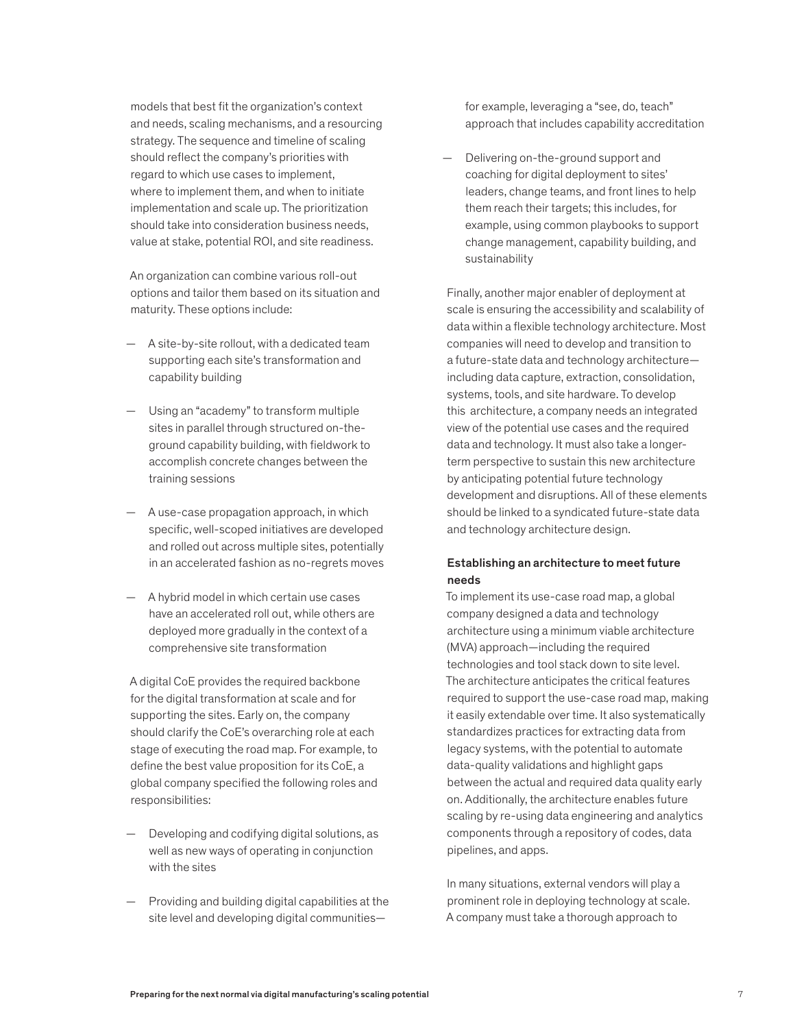models that best fit the organization's context and needs, scaling mechanisms, and a resourcing strategy. The sequence and timeline of scaling should reflect the company's priorities with regard to which use cases to implement, where to implement them, and when to initiate implementation and scale up. The prioritization should take into consideration business needs, value at stake, potential ROI, and site readiness.

An organization can combine various roll-out options and tailor them based on its situation and maturity. These options include:

- A site-by-site rollout, with a dedicated team supporting each site's transformation and capability building
- Using an "academy" to transform multiple sites in parallel through structured on-the-ground capability building, with fieldwork to accomplish concrete changes between the training sessions
- A use-case propagation approach, in which specific, well-scoped initiatives are developed and rolled out across multiple sites, potentially in an accelerated fashion as no-regrets moves
- A hybrid model in which certain use cases have an accelerated roll out, while others are deployed more gradually in the context of a comprehensive site transformation

A digital CoE provides the required backbone for the digital transformation at scale and for supporting the sites. Early on, the company should clarify the CoE's overarching role at each stage of executing the road map. For example, to define the best value proposition for its CoE, a global company specified the following roles and responsibilities:

- Developing and codifying digital solutions, as well as new ways of operating in conjunction with the sites
- Providing and building digital capabilities at the site level and developing digital communities—for example, leveraging a "see, do, teach" approach that includes capability accreditation
- Delivering on-the-ground support and coaching for digital deployment to sites' leaders, change teams, and front lines to help them reach their targets; this includes, for example, using common playbooks to support change management, capability building, and sustainability

Finally, another major enabler of deployment at scale is ensuring the accessibility and scalability of data within a flexible technology architecture. Most companies will need to develop and transition to a future-state data and technology architecture—including data capture, extraction, consolidation, systems, tools, and site hardware. To develop this architecture, a company needs an integrated view of the potential use cases and the required data and technology. It must also take a longer-term perspective to sustain this new architecture by anticipating potential future technology development and disruptions. All of these elements should be linked to a syndicated future-state data and technology architecture design.

**Establishing an architecture to meet future needs**

To implement its use-case road map, a global company designed a data and technology architecture using a minimum viable architecture (MVA) approach—including the required technologies and tool stack down to site level. The architecture anticipates the critical features required to support the use-case road map, making it easily extendable over time. It also systematically standardizes practices for extracting data from legacy systems, with the potential to automate data-quality validations and highlight gaps between the actual and required data quality early on. Additionally, the architecture enables future scaling by re-using data engineering and analytics components through a repository of codes, data pipelines, and apps.

In many situations, external vendors will play a prominent role in deploying technology at scale. A company must take a thorough approach to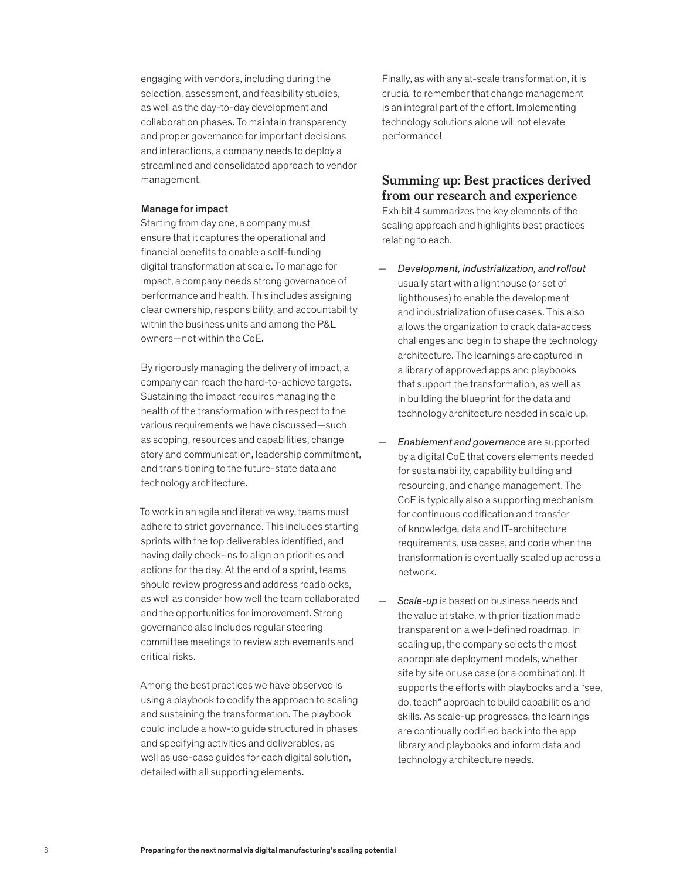engaging with vendors, including during the selection, assessment, and feasibility studies, as well as the day-to-day development and collaboration phases. To maintain transparency and proper governance for important decisions and interactions, a company needs to deploy a streamlined and consolidated approach to vendor management.

**Manage for impact**

Starting from day one, a company must ensure that it captures the operational and financial benefits to enable a self-funding digital transformation at scale. To manage for impact, a company needs strong governance of performance and health. This includes assigning clear ownership, responsibility, and accountability within the business units and among the P&L owners—not within the CoE.

By rigorously managing the delivery of impact, a company can reach the hard-to-achieve targets. Sustaining the impact requires managing the health of the transformation with respect to the various requirements we have discussed—such as scoping, resources and capabilities, change story and communication, leadership commitment, and transitioning to the future-state data and technology architecture.

To work in an agile and iterative way, teams must adhere to strict governance. This includes starting sprints with the top deliverables identified, and having daily check-ins to align on priorities and actions for the day. At the end of a sprint, teams should review progress and address roadblocks, as well as consider how well the team collaborated and the opportunities for improvement. Strong governance also includes regular steering committee meetings to review achievements and critical risks.

Among the best practices we have observed is using a playbook to codify the approach to scaling and sustaining the transformation. The playbook could include a how-to guide structured in phases and specifying activities and deliverables, as well as use-case guides for each digital solution, detailed with all supporting elements.

Finally, as with any at-scale transformation, it is crucial to remember that change management is an integral part of the effort. Implementing technology solutions alone will not elevate performance!

## Summing up: Best practices derived from our research and experience

Exhibit 4 summarizes the key elements of the scaling approach and highlights best practices relating to each.

— *Development, industrialization, and rollout* usually start with a lighthouse (or set of lighthouses) to enable the development and industrialization of use cases. This also allows the organization to crack data-access challenges and begin to shape the technology architecture. The learnings are captured in a library of approved apps and playbooks that support the transformation, as well as in building the blueprint for the data and technology architecture needed in scale up.

— *Enablement and governance* are supported by a digital CoE that covers elements needed for sustainability, capability building and resourcing, and change management. The CoE is typically also a supporting mechanism for continuous codification and transfer of knowledge, data and IT-architecture requirements, use cases, and code when the transformation is eventually scaled up across a network.

— *Scale-up* is based on business needs and the value at stake, with prioritization made transparent on a well-defined roadmap. In scaling up, the company selects the most appropriate deployment models, whether site by site or use case (or a combination). It supports the efforts with playbooks and a "see, do, teach" approach to build capabilities and skills. As scale-up progresses, the learnings are continually codified back into the app library and playbooks and inform data and technology architecture needs.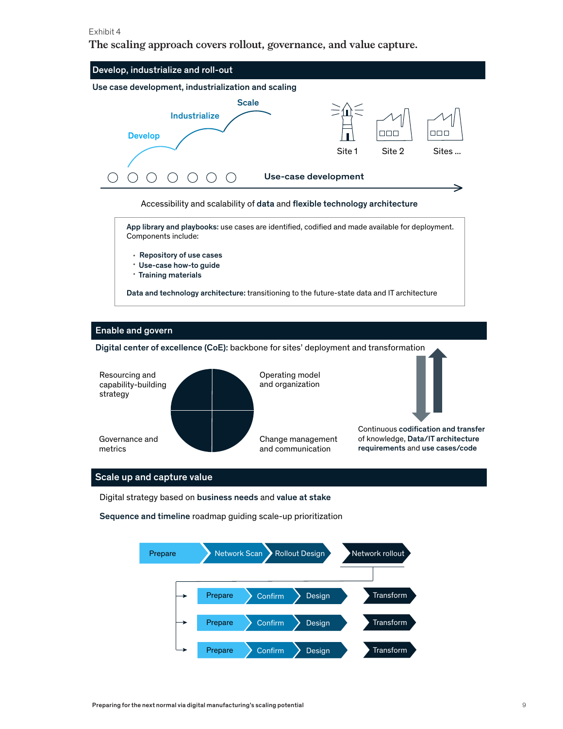Exhibit 4

**The scaling approach covers rollout, governance, and value capture.**

## Develop, industrialize and roll-out

**Use case development, industrialization and scaling**

Develop — Industrialize — Scale

Site 1 — Site 2 — Sites ...

**Use-case development**

Accessibility and scalability of **data** and **flexible technology architecture**

**App library and playbooks:** use cases are identified, codified and made available for deployment. Components include:

- **Repository of use cases**
- **Use-case how-to guide**
- **Training materials**

**Data and technology architecture:** transitioning to the future-state data and IT architecture

## Enable and govern

**Digital center of excellence (CoE):** backbone for sites' deployment and transformation

- Resourcing and capability-building strategy
- Operating model and organization
- Governance and metrics
- Change management and communication

Continuous **codification and transfer** of knowledge, **Data/IT architecture requirements** and **use cases/code**

## Scale up and capture value

Digital strategy based on **business needs** and **value at stake**

**Sequence and timeline** roadmap guiding scale-up prioritization

Prepare → Network Scan → Rollout Design → Network rollout

- Prepare → Confirm → Design → Transform
- Prepare → Confirm → Design → Transform
- Prepare → Confirm → Design → Transform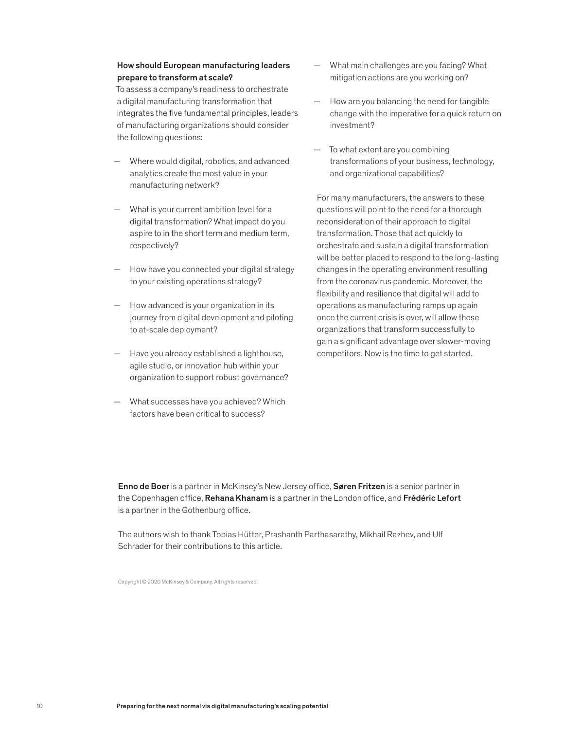**How should European manufacturing leaders prepare to transform at scale?**

To assess a company's readiness to orchestrate a digital manufacturing transformation that integrates the five fundamental principles, leaders of manufacturing organizations should consider the following questions:

- Where would digital, robotics, and advanced analytics create the most value in your manufacturing network?
- What is your current ambition level for a digital transformation? What impact do you aspire to in the short term and medium term, respectively?
- How have you connected your digital strategy to your existing operations strategy?
- How advanced is your organization in its journey from digital development and piloting to at-scale deployment?
- Have you already established a lighthouse, agile studio, or innovation hub within your organization to support robust governance?
- What successes have you achieved? Which factors have been critical to success?
- What main challenges are you facing? What mitigation actions are you working on?
- How are you balancing the need for tangible change with the imperative for a quick return on investment?
- To what extent are you combining transformations of your business, technology, and organizational capabilities?

For many manufacturers, the answers to these questions will point to the need for a thorough reconsideration of their approach to digital transformation. Those that act quickly to orchestrate and sustain a digital transformation will be better placed to respond to the long-lasting changes in the operating environment resulting from the coronavirus pandemic. Moreover, the flexibility and resilience that digital will add to operations as manufacturing ramps up again once the current crisis is over, will allow those organizations that transform successfully to gain a significant advantage over slower-moving competitors. Now is the time to get started.

**Enno de Boer** is a partner in McKinsey's New Jersey office, **Søren Fritzen** is a senior partner in the Copenhagen office, **Rehana Khanam** is a partner in the London office, and **Frédéric Lefort** is a partner in the Gothenburg office.

The authors wish to thank Tobias Hütter, Prashanth Parthasarathy, Mikhail Razhev, and Ulf Schrader for their contributions to this article.

Copyright © 2020 McKinsey & Company. All rights reserved.